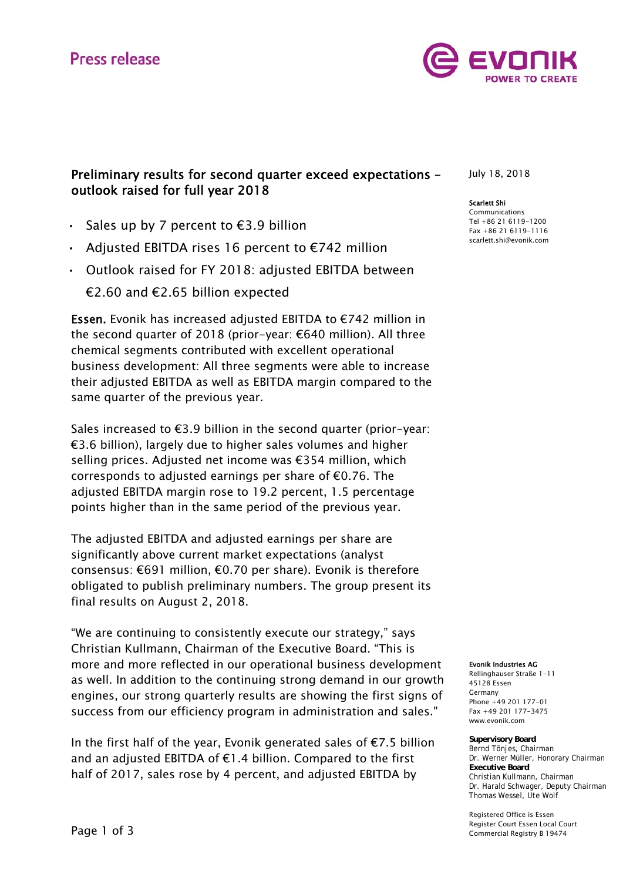Press release

# Preliminary results for second quarter exceed expectations – outlook raised for full year 2018

July 18, 2018

**Scarlett Shi**
Communications
Tel +86 21 6119-1200
Fax +86 21 6119-1116
scarlett.shi@evonik.com

- Sales up by 7 percent to €3.9 billion
- Adjusted EBITDA rises 16 percent to €742 million
- Outlook raised for FY 2018: adjusted EBITDA between €2.60 and €2.65 billion expected

**Essen.** Evonik has increased adjusted EBITDA to €742 million in the second quarter of 2018 (prior-year: €640 million). All three chemical segments contributed with excellent operational business development: All three segments were able to increase their adjusted EBITDA as well as EBITDA margin compared to the same quarter of the previous year.

Sales increased to €3.9 billion in the second quarter (prior-year: €3.6 billion), largely due to higher sales volumes and higher selling prices. Adjusted net income was €354 million, which corresponds to adjusted earnings per share of €0.76. The adjusted EBITDA margin rose to 19.2 percent, 1.5 percentage points higher than in the same period of the previous year.

The adjusted EBITDA and adjusted earnings per share are significantly above current market expectations (analyst consensus: €691 million, €0.70 per share). Evonik is therefore obligated to publish preliminary numbers. The group present its final results on August 2, 2018.

"We are continuing to consistently execute our strategy," says Christian Kullmann, Chairman of the Executive Board. "This is more and more reflected in our operational business development as well. In addition to the continuing strong demand in our growth engines, our strong quarterly results are showing the first signs of success from our efficiency program in administration and sales."

In the first half of the year, Evonik generated sales of €7.5 billion and an adjusted EBITDA of €1.4 billion. Compared to the first half of 2017, sales rose by 4 percent, and adjusted EBITDA by

**Evonik Industries AG**
Rellinghauser Straße 1-11
45128 Essen
Germany
Phone +49 201 177-01
Fax +49 201 177-3475
www.evonik.com

**Supervisory Board**
Bernd Tönjes, Chairman
Dr. Werner Müller, Honorary Chairman
**Executive Board**
Christian Kullmann, Chairman
Dr. Harald Schwager, Deputy Chairman
Thomas Wessel, Ute Wolf

Registered Office is Essen
Register Court Essen Local Court
Commercial Registry B 19474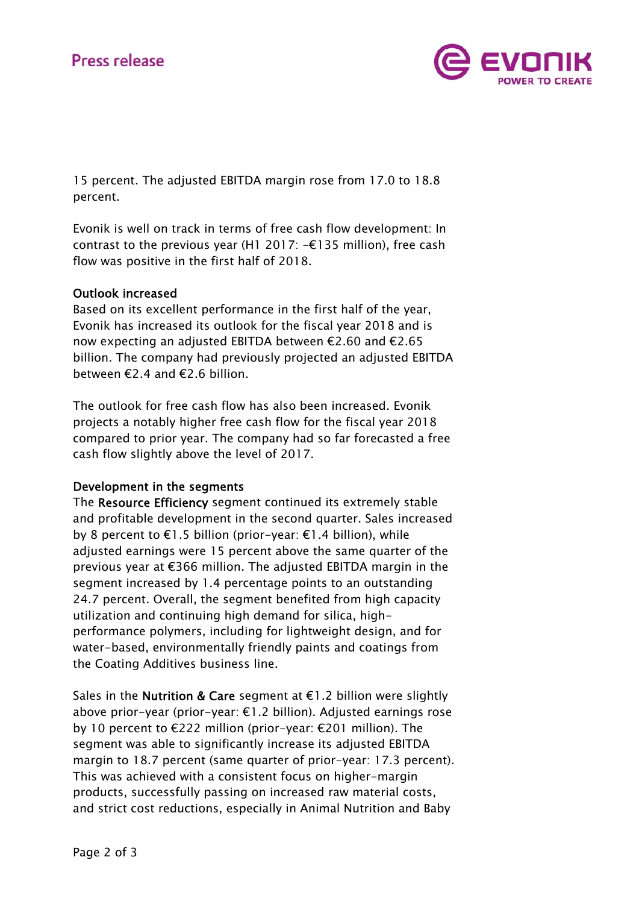15 percent. The adjusted EBITDA margin rose from 17.0 to 18.8 percent.

Evonik is well on track in terms of free cash flow development: In contrast to the previous year (H1 2017: -€135 million), free cash flow was positive in the first half of 2018.

**Outlook increased**

Based on its excellent performance in the first half of the year, Evonik has increased its outlook for the fiscal year 2018 and is now expecting an adjusted EBITDA between €2.60 and €2.65 billion. The company had previously projected an adjusted EBITDA between €2.4 and €2.6 billion.

The outlook for free cash flow has also been increased. Evonik projects a notably higher free cash flow for the fiscal year 2018 compared to prior year. The company had so far forecasted a free cash flow slightly above the level of 2017.

**Development in the segments**

The **Resource Efficiency** segment continued its extremely stable and profitable development in the second quarter. Sales increased by 8 percent to €1.5 billion (prior-year: €1.4 billion), while adjusted earnings were 15 percent above the same quarter of the previous year at €366 million. The adjusted EBITDA margin in the segment increased by 1.4 percentage points to an outstanding 24.7 percent. Overall, the segment benefited from high capacity utilization and continuing high demand for silica, high-performance polymers, including for lightweight design, and for water-based, environmentally friendly paints and coatings from the Coating Additives business line.

Sales in the **Nutrition & Care** segment at €1.2 billion were slightly above prior-year (prior-year: €1.2 billion). Adjusted earnings rose by 10 percent to €222 million (prior-year: €201 million). The segment was able to significantly increase its adjusted EBITDA margin to 18.7 percent (same quarter of prior-year: 17.3 percent). This was achieved with a consistent focus on higher-margin products, successfully passing on increased raw material costs, and strict cost reductions, especially in Animal Nutrition and Baby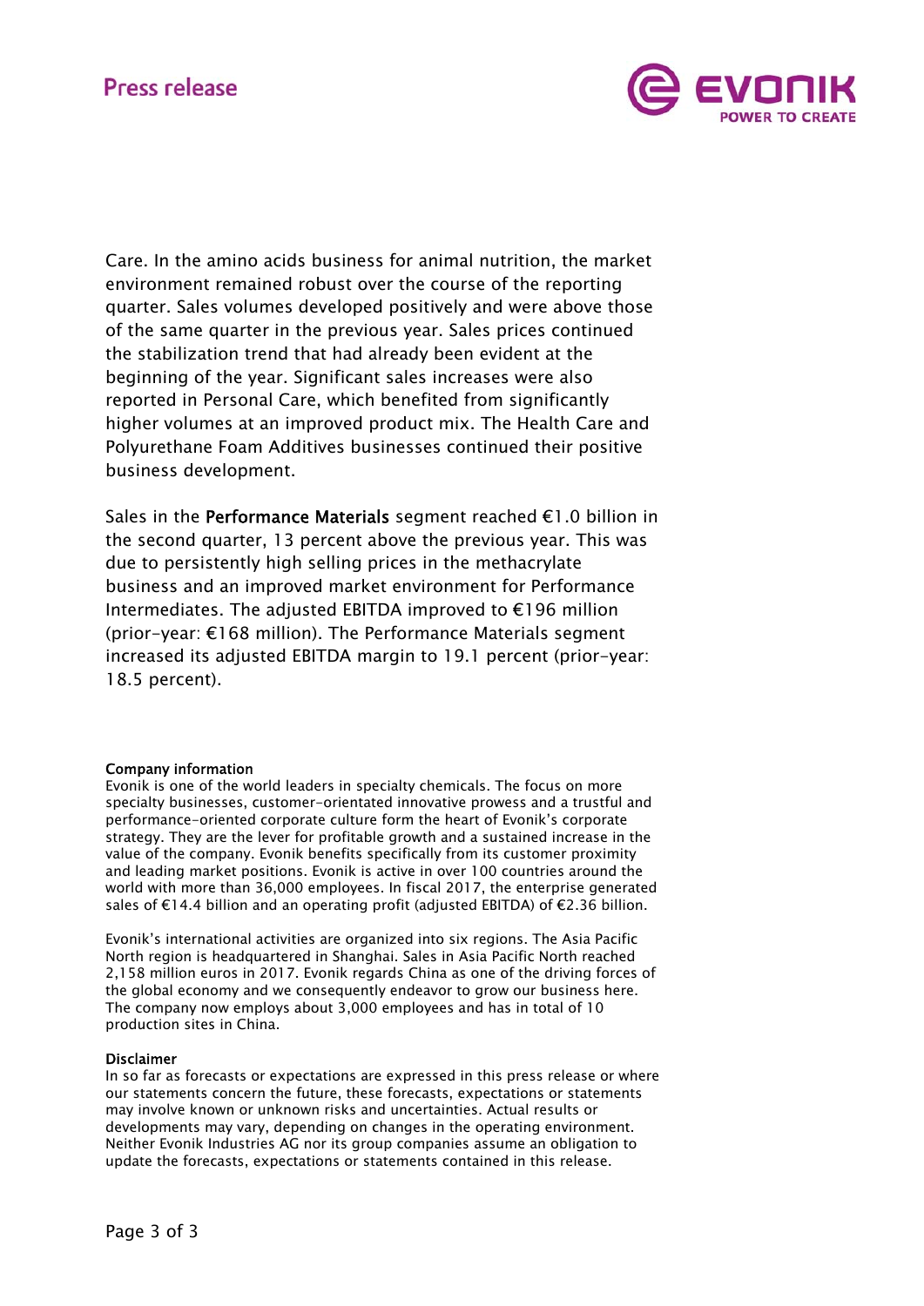Care. In the amino acids business for animal nutrition, the market environment remained robust over the course of the reporting quarter. Sales volumes developed positively and were above those of the same quarter in the previous year. Sales prices continued the stabilization trend that had already been evident at the beginning of the year. Significant sales increases were also reported in Personal Care, which benefited from significantly higher volumes at an improved product mix. The Health Care and Polyurethane Foam Additives businesses continued their positive business development.

Sales in the **Performance Materials** segment reached €1.0 billion in the second quarter, 13 percent above the previous year. This was due to persistently high selling prices in the methacrylate business and an improved market environment for Performance Intermediates. The adjusted EBITDA improved to €196 million (prior-year: €168 million). The Performance Materials segment increased its adjusted EBITDA margin to 19.1 percent (prior-year: 18.5 percent).

**Company information**

Evonik is one of the world leaders in specialty chemicals. The focus on more specialty businesses, customer-orientated innovative prowess and a trustful and performance-oriented corporate culture form the heart of Evonik's corporate strategy. They are the lever for profitable growth and a sustained increase in the value of the company. Evonik benefits specifically from its customer proximity and leading market positions. Evonik is active in over 100 countries around the world with more than 36,000 employees. In fiscal 2017, the enterprise generated sales of €14.4 billion and an operating profit (adjusted EBITDA) of €2.36 billion.

Evonik's international activities are organized into six regions. The Asia Pacific North region is headquartered in Shanghai. Sales in Asia Pacific North reached 2,158 million euros in 2017. Evonik regards China as one of the driving forces of the global economy and we consequently endeavor to grow our business here. The company now employs about 3,000 employees and has in total of 10 production sites in China.

**Disclaimer**

In so far as forecasts or expectations are expressed in this press release or where our statements concern the future, these forecasts, expectations or statements may involve known or unknown risks and uncertainties. Actual results or developments may vary, depending on changes in the operating environment. Neither Evonik Industries AG nor its group companies assume an obligation to update the forecasts, expectations or statements contained in this release.